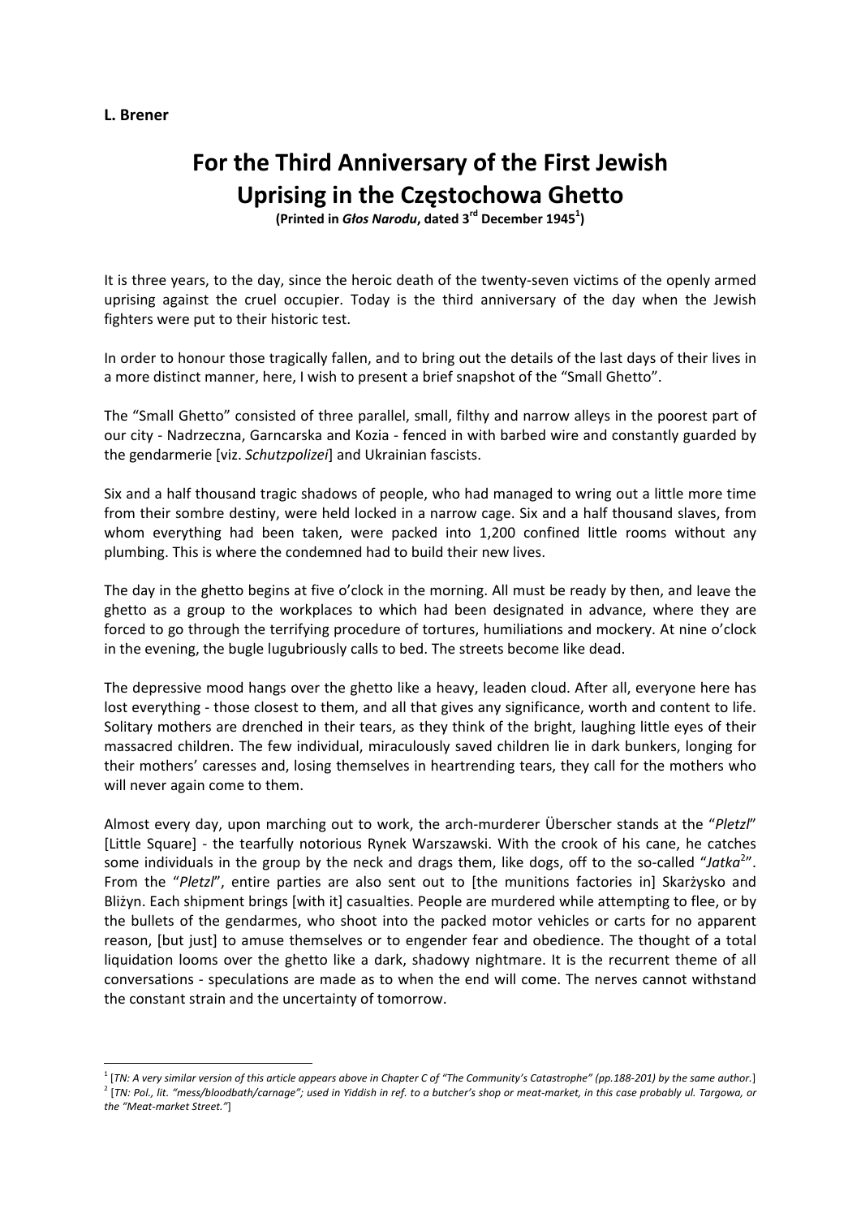**L. Brener**

# For the Third Anniversary of the First Jewish Uprising in the Częstochowa Ghetto

**(Printed in *Głos Narodu*, dated 3rd December 1945[1])**

It is three years, to the day, since the heroic death of the twenty-seven victims of the openly armed uprising against the cruel occupier. Today is the third anniversary of the day when the Jewish fighters were put to their historic test.

In order to honour those tragically fallen, and to bring out the details of the last days of their lives in a more distinct manner, here, I wish to present a brief snapshot of the "Small Ghetto".

The "Small Ghetto" consisted of three parallel, small, filthy and narrow alleys in the poorest part of our city - Nadrzeczna, Garncarska and Kozia - fenced in with barbed wire and constantly guarded by the gendarmerie [viz. *Schutzpolizei*] and Ukrainian fascists.

Six and a half thousand tragic shadows of people, who had managed to wring out a little more time from their sombre destiny, were held locked in a narrow cage. Six and a half thousand slaves, from whom everything had been taken, were packed into 1,200 confined little rooms without any plumbing. This is where the condemned had to build their new lives.

The day in the ghetto begins at five o'clock in the morning. All must be ready by then, and leave the ghetto as a group to the workplaces to which had been designated in advance, where they are forced to go through the terrifying procedure of tortures, humiliations and mockery. At nine o'clock in the evening, the bugle lugubriously calls to bed. The streets become like dead.

The depressive mood hangs over the ghetto like a heavy, leaden cloud. After all, everyone here has lost everything - those closest to them, and all that gives any significance, worth and content to life. Solitary mothers are drenched in their tears, as they think of the bright, laughing little eyes of their massacred children. The few individual, miraculously saved children lie in dark bunkers, longing for their mothers' caresses and, losing themselves in heartrending tears, they call for the mothers who will never again come to them.

Almost every day, upon marching out to work, the arch-murderer Überscher stands at the "*Pletzl*" [Little Square] - the tearfully notorious Rynek Warszawski. With the crook of his cane, he catches some individuals in the group by the neck and drags them, like dogs, off to the so-called "*Jatka*[2]". From the "*Pletzl*", entire parties are also sent out to [the munitions factories in] Skarżysko and Bliżyn. Each shipment brings [with it] casualties. People are murdered while attempting to flee, or by the bullets of the gendarmes, who shoot into the packed motor vehicles or carts for no apparent reason, [but just] to amuse themselves or to engender fear and obedience. The thought of a total liquidation looms over the ghetto like a dark, shadowy nightmare. It is the recurrent theme of all conversations - speculations are made as to when the end will come. The nerves cannot withstand the constant strain and the uncertainty of tomorrow.

---

[1] [*TN: A very similar version of this article appears above in Chapter C of "The Community's Catastrophe" (pp.188-201) by the same author.*]

[2] [*TN: Pol., lit. "mess/bloodbath/carnage"; used in Yiddish in ref. to a butcher's shop or meat-market, in this case probably ul. Targowa, or the "Meat-market Street."*]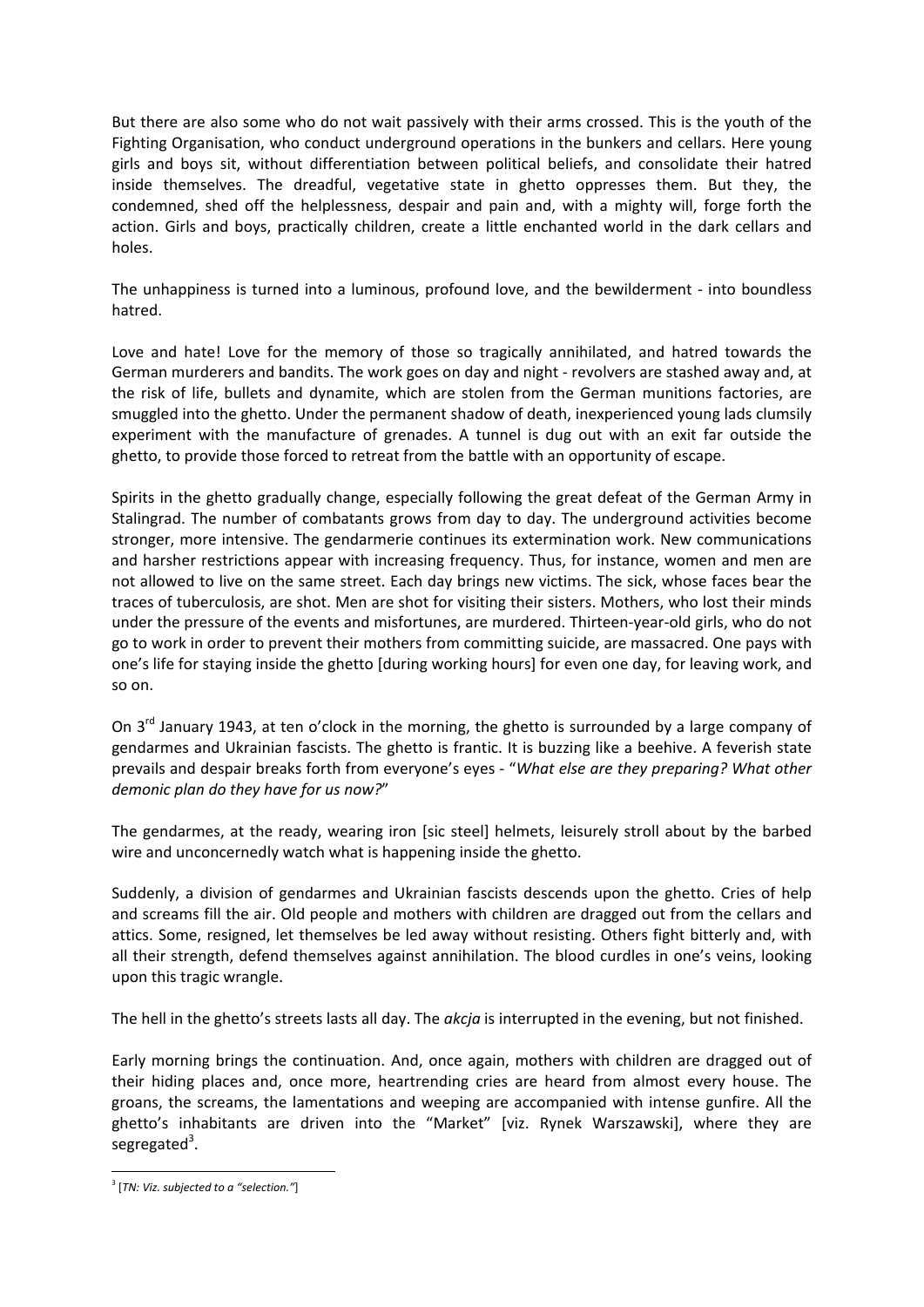But there are also some who do not wait passively with their arms crossed. This is the youth of the Fighting Organisation, who conduct underground operations in the bunkers and cellars. Here young girls and boys sit, without differentiation between political beliefs, and consolidate their hatred inside themselves. The dreadful, vegetative state in ghetto oppresses them. But they, the condemned, shed off the helplessness, despair and pain and, with a mighty will, forge forth the action. Girls and boys, practically children, create a little enchanted world in the dark cellars and holes.

The unhappiness is turned into a luminous, profound love, and the bewilderment - into boundless hatred.

Love and hate! Love for the memory of those so tragically annihilated, and hatred towards the German murderers and bandits. The work goes on day and night - revolvers are stashed away and, at the risk of life, bullets and dynamite, which are stolen from the German munitions factories, are smuggled into the ghetto. Under the permanent shadow of death, inexperienced young lads clumsily experiment with the manufacture of grenades. A tunnel is dug out with an exit far outside the ghetto, to provide those forced to retreat from the battle with an opportunity of escape.

Spirits in the ghetto gradually change, especially following the great defeat of the German Army in Stalingrad. The number of combatants grows from day to day. The underground activities become stronger, more intensive. The gendarmerie continues its extermination work. New communications and harsher restrictions appear with increasing frequency. Thus, for instance, women and men are not allowed to live on the same street. Each day brings new victims. The sick, whose faces bear the traces of tuberculosis, are shot. Men are shot for visiting their sisters. Mothers, who lost their minds under the pressure of the events and misfortunes, are murdered. Thirteen-year-old girls, who do not go to work in order to prevent their mothers from committing suicide, are massacred. One pays with one's life for staying inside the ghetto [during working hours] for even one day, for leaving work, and so on.

On 3rd January 1943, at ten o'clock in the morning, the ghetto is surrounded by a large company of gendarmes and Ukrainian fascists. The ghetto is frantic. It is buzzing like a beehive. A feverish state prevails and despair breaks forth from everyone's eyes - "*What else are they preparing? What other demonic plan do they have for us now?*"

The gendarmes, at the ready, wearing iron [sic steel] helmets, leisurely stroll about by the barbed wire and unconcernedly watch what is happening inside the ghetto.

Suddenly, a division of gendarmes and Ukrainian fascists descends upon the ghetto. Cries of help and screams fill the air. Old people and mothers with children are dragged out from the cellars and attics. Some, resigned, let themselves be led away without resisting. Others fight bitterly and, with all their strength, defend themselves against annihilation. The blood curdles in one's veins, looking upon this tragic wrangle.

The hell in the ghetto's streets lasts all day. The *akcja* is interrupted in the evening, but not finished.

Early morning brings the continuation. And, once again, mothers with children are dragged out of their hiding places and, once more, heartrending cries are heard from almost every house. The groans, the screams, the lamentations and weeping are accompanied with intense gunfire. All the ghetto's inhabitants are driven into the "Market" [viz. Rynek Warszawski], where they are segregated[3].

---

[3] [*TN: Viz. subjected to a "selection."*]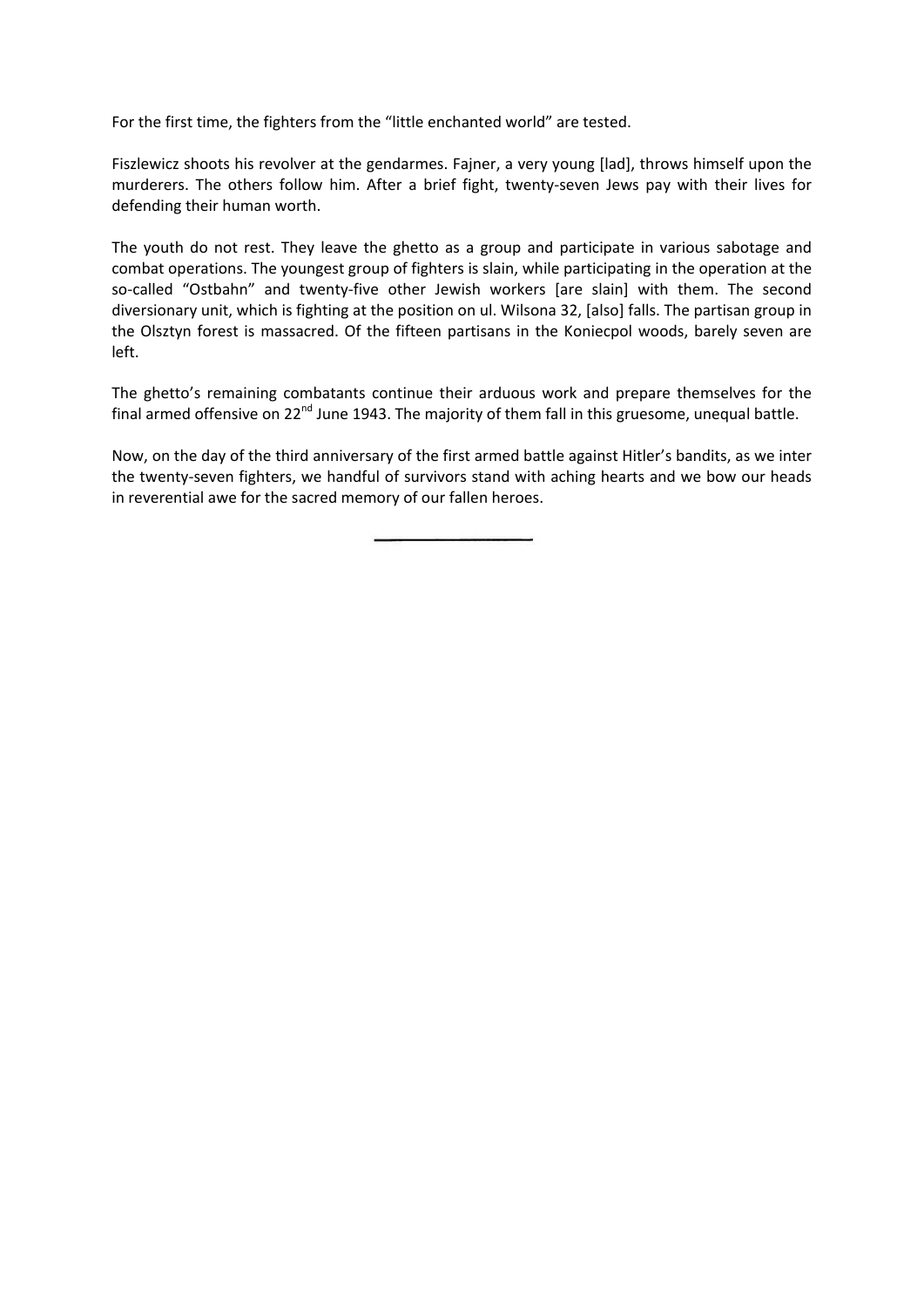For the first time, the fighters from the "little enchanted world" are tested.

Fiszlewicz shoots his revolver at the gendarmes. Fajner, a very young [lad], throws himself upon the murderers. The others follow him. After a brief fight, twenty-seven Jews pay with their lives for defending their human worth.

The youth do not rest. They leave the ghetto as a group and participate in various sabotage and combat operations. The youngest group of fighters is slain, while participating in the operation at the so-called "Ostbahn" and twenty-five other Jewish workers [are slain] with them. The second diversionary unit, which is fighting at the position on ul. Wilsona 32, [also] falls. The partisan group in the Olsztyn forest is massacred. Of the fifteen partisans in the Koniecpol woods, barely seven are left.

The ghetto's remaining combatants continue their arduous work and prepare themselves for the final armed offensive on 22nd June 1943. The majority of them fall in this gruesome, unequal battle.

Now, on the day of the third anniversary of the first armed battle against Hitler's bandits, as we inter the twenty-seven fighters, we handful of survivors stand with aching hearts and we bow our heads in reverential awe for the sacred memory of our fallen heroes.

---